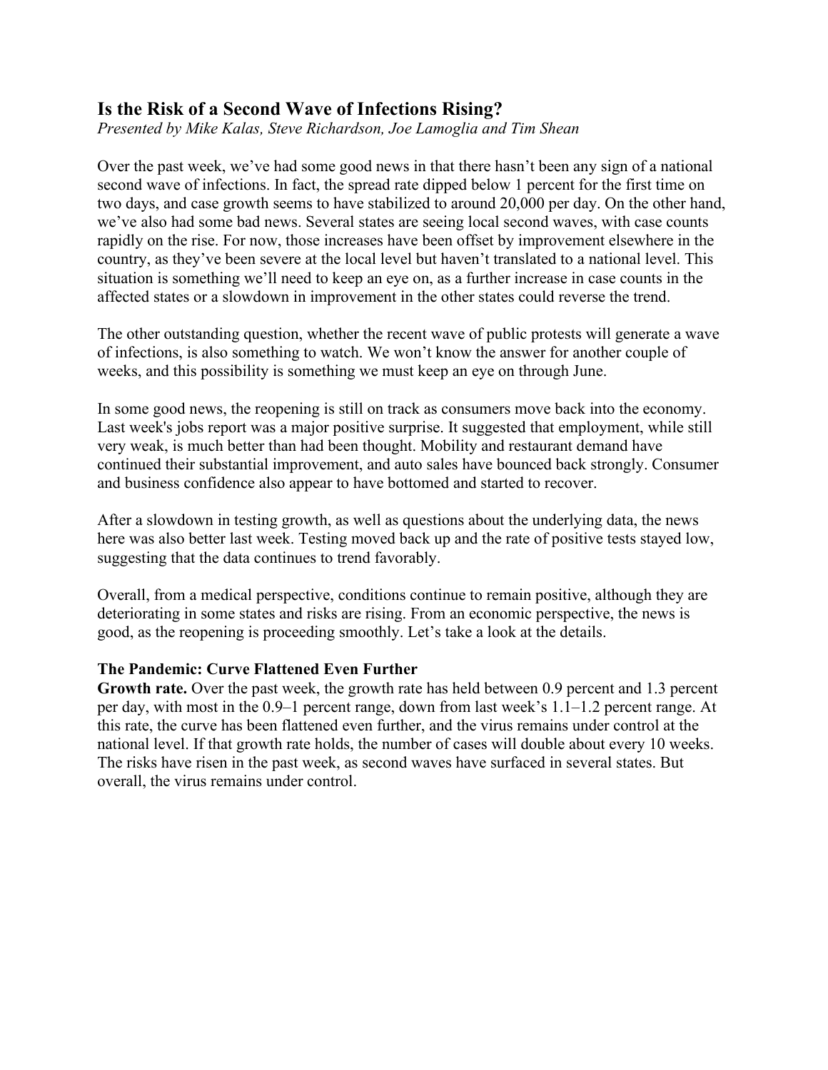## Is the Risk of a Second Wave of Infections Rising?

*Presented by Mike Kalas, Steve Richardson, Joe Lamoglia and Tim Shean*

Over the past week, we've had some good news in that there hasn't been any sign of a national second wave of infections. In fact, the spread rate dipped below 1 percent for the first time on two days, and case growth seems to have stabilized to around 20,000 per day. On the other hand, we've also had some bad news. Several states are seeing local second waves, with case counts rapidly on the rise. For now, those increases have been offset by improvement elsewhere in the country, as they've been severe at the local level but haven't translated to a national level. This situation is something we'll need to keep an eye on, as a further increase in case counts in the affected states or a slowdown in improvement in the other states could reverse the trend.

The other outstanding question, whether the recent wave of public protests will generate a wave of infections, is also something to watch. We won't know the answer for another couple of weeks, and this possibility is something we must keep an eye on through June.

In some good news, the reopening is still on track as consumers move back into the economy. Last week's jobs report was a major positive surprise. It suggested that employment, while still very weak, is much better than had been thought. Mobility and restaurant demand have continued their substantial improvement, and auto sales have bounced back strongly. Consumer and business confidence also appear to have bottomed and started to recover.

After a slowdown in testing growth, as well as questions about the underlying data, the news here was also better last week. Testing moved back up and the rate of positive tests stayed low, suggesting that the data continues to trend favorably.

Overall, from a medical perspective, conditions continue to remain positive, although they are deteriorating in some states and risks are rising. From an economic perspective, the news is good, as the reopening is proceeding smoothly. Let's take a look at the details.

### The Pandemic: Curve Flattened Even Further

**Growth rate.** Over the past week, the growth rate has held between 0.9 percent and 1.3 percent per day, with most in the 0.9–1 percent range, down from last week's 1.1–1.2 percent range. At this rate, the curve has been flattened even further, and the virus remains under control at the national level. If that growth rate holds, the number of cases will double about every 10 weeks. The risks have risen in the past week, as second waves have surfaced in several states. But overall, the virus remains under control.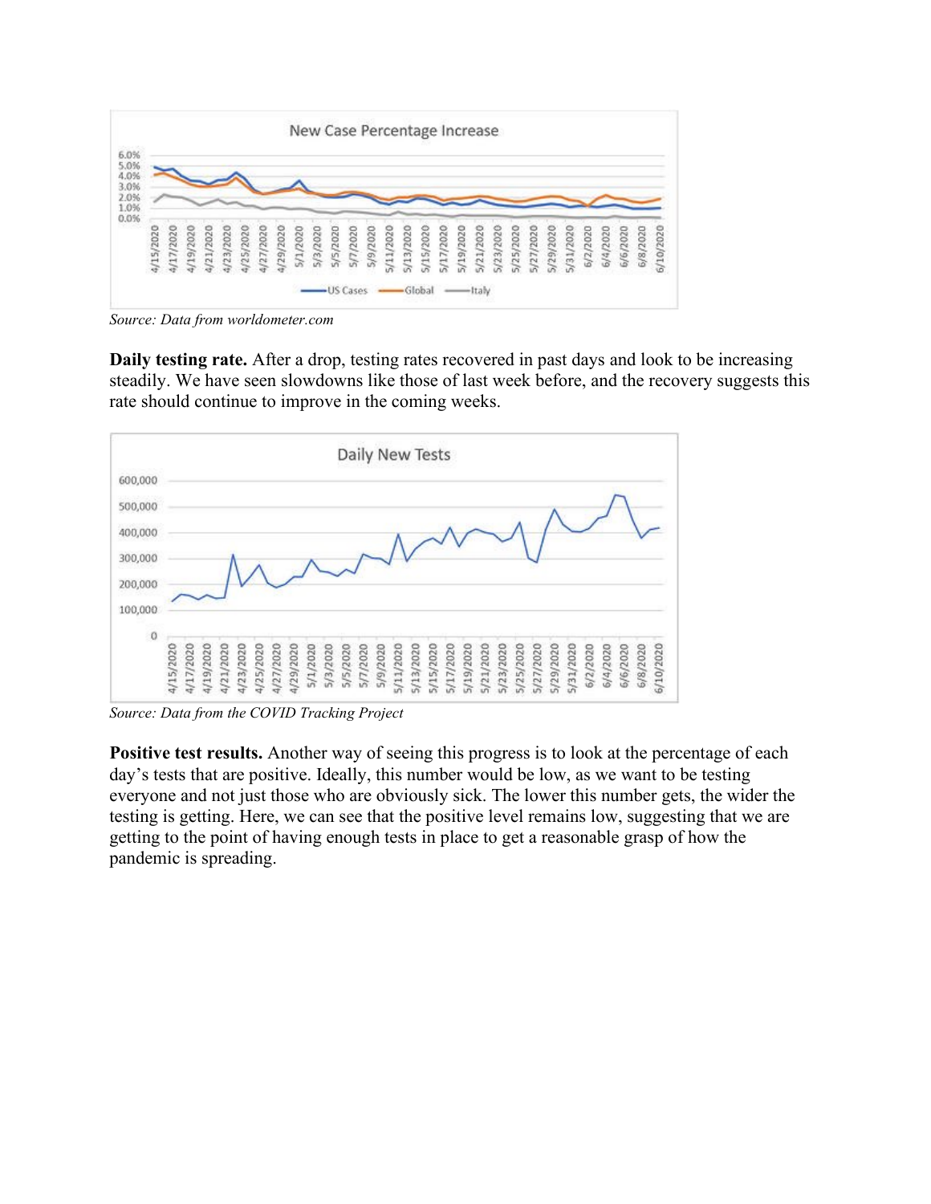Source: Data from worldometer.com

**Daily testing rate.** After a drop, testing rates recovered in past days and look to be increasing steadily. We have seen slowdowns like those of last week before, and the recovery suggests this rate should continue to improve in the coming weeks.

Source: Data from the COVID Tracking Project

**Positive test results.** Another way of seeing this progress is to look at the percentage of each day's tests that are positive. Ideally, this number would be low, as we want to be testing everyone and not just those who are obviously sick. The lower this number gets, the wider the testing is getting. Here, we can see that the positive level remains low, suggesting that we are getting to the point of having enough tests in place to get a reasonable grasp of how the pandemic is spreading.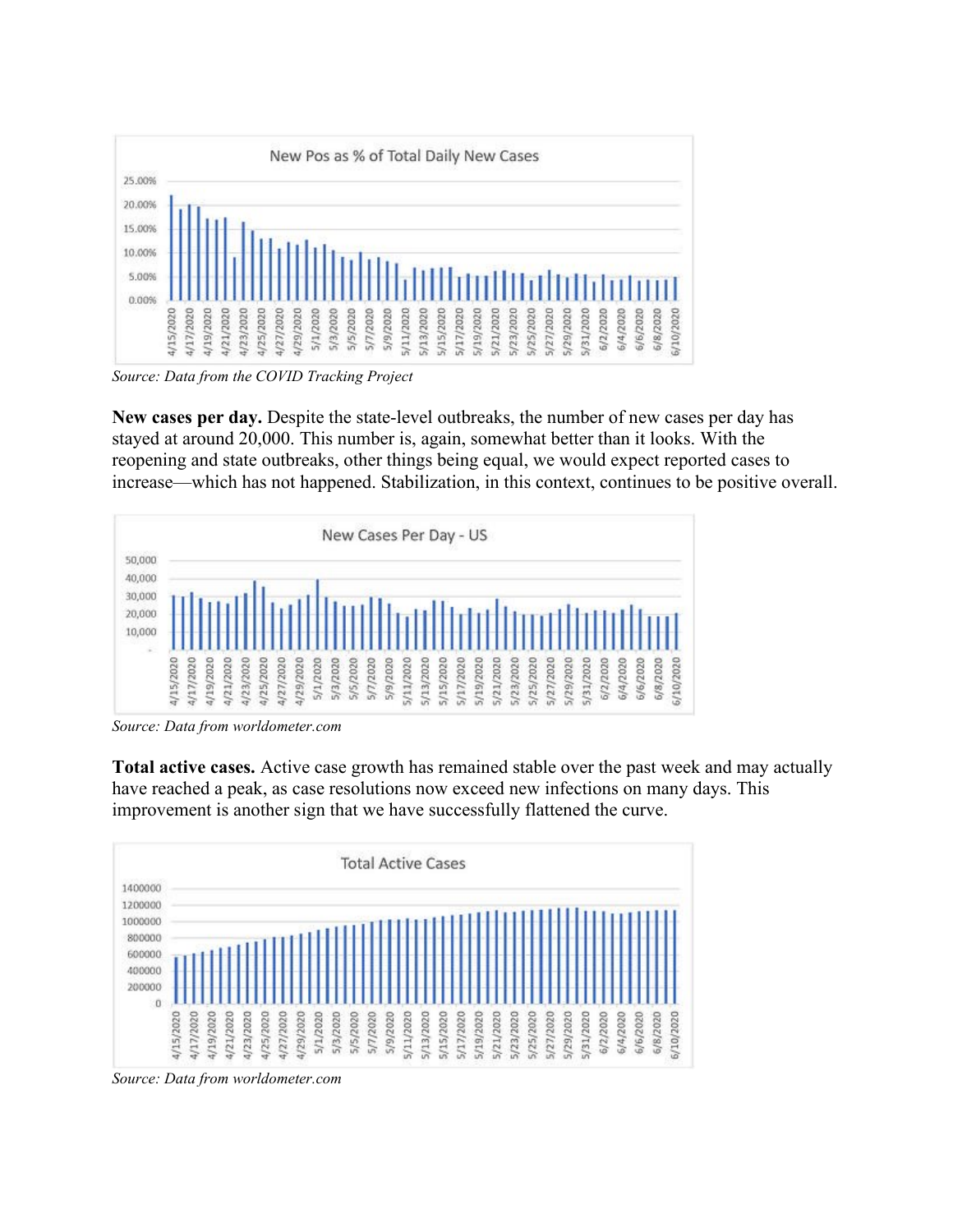Source: *Data from the COVID Tracking Project*

**New cases per day.** Despite the state-level outbreaks, the number of new cases per day has stayed at around 20,000. This number is, again, somewhat better than it looks. With the reopening and state outbreaks, other things being equal, we would expect reported cases to increase—which has not happened. Stabilization, in this context, continues to be positive overall.

*Source: Data from worldometer.com*

**Total active cases.** Active case growth has remained stable over the past week and may actually have reached a peak, as case resolutions now exceed new infections on many days. This improvement is another sign that we have successfully flattened the curve.

*Source: Data from worldometer.com*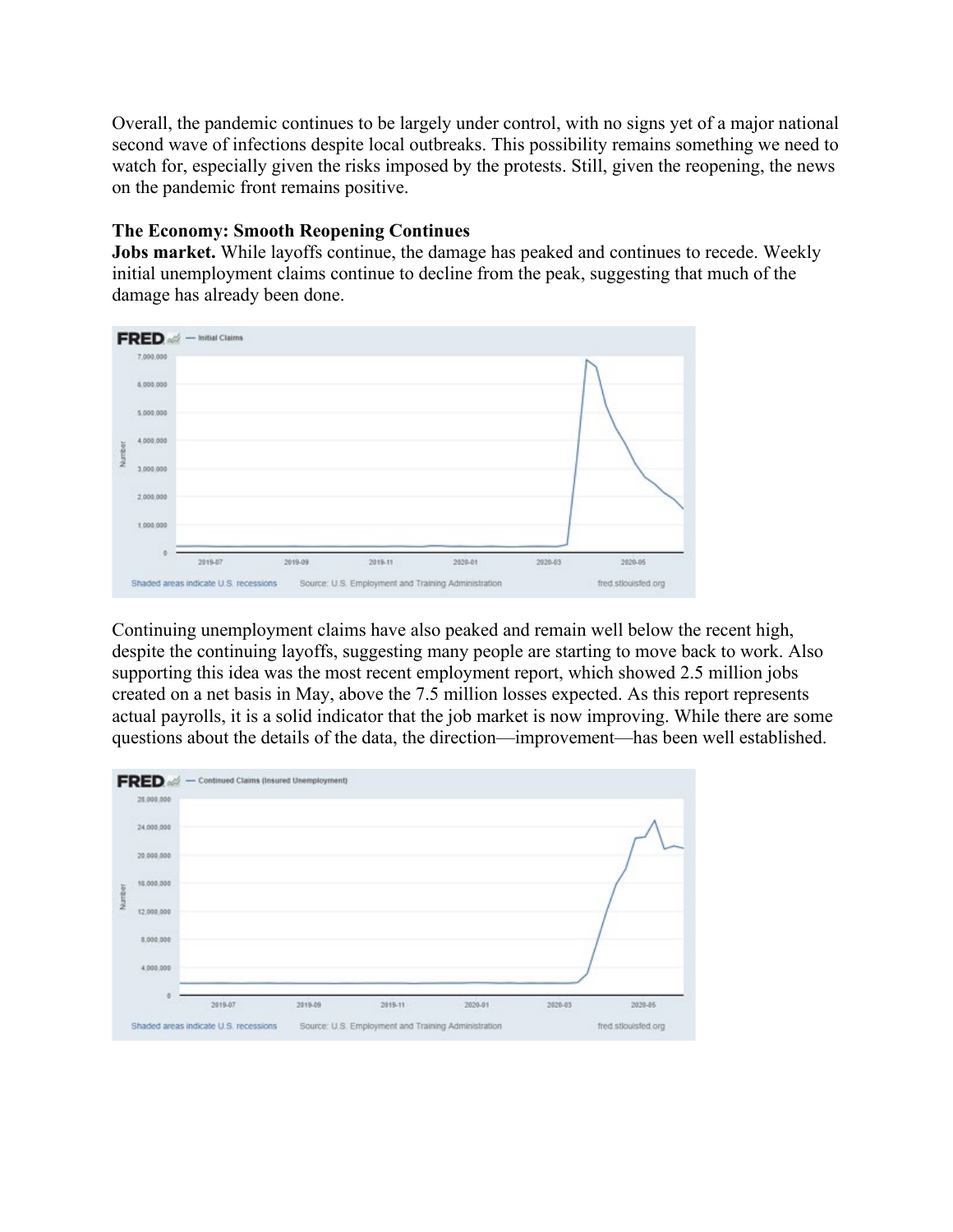Overall, the pandemic continues to be largely under control, with no signs yet of a major national second wave of infections despite local outbreaks. This possibility remains something we need to watch for, especially given the risks imposed by the protests. Still, given the reopening, the news on the pandemic front remains positive.

**The Economy: Smooth Reopening Continues**

**Jobs market.** While layoffs continue, the damage has peaked and continues to recede. Weekly initial unemployment claims continue to decline from the peak, suggesting that much of the damage has already been done.

Continuing unemployment claims have also peaked and remain well below the recent high, despite the continuing layoffs, suggesting many people are starting to move back to work. Also supporting this idea was the most recent employment report, which showed 2.5 million jobs created on a net basis in May, above the 7.5 million losses expected. As this report represents actual payrolls, it is a solid indicator that the job market is now improving. While there are some questions about the details of the data, the direction—improvement—has been well established.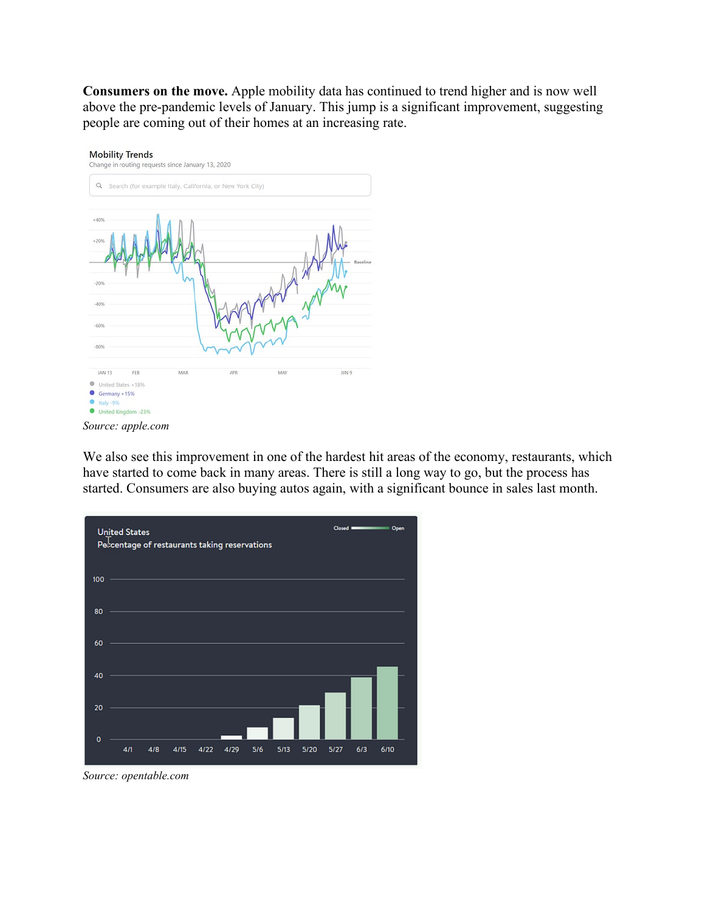**Consumers on the move.** Apple mobility data has continued to trend higher and is now well above the pre-pandemic levels of January. This jump is a significant improvement, suggesting people are coming out of their homes at an increasing rate.

*Source: apple.com*

We also see this improvement in one of the hardest hit areas of the economy, restaurants, which have started to come back in many areas. There is still a long way to go, but the process has started. Consumers are also buying autos again, with a significant bounce in sales last month.

*Source: opentable.com*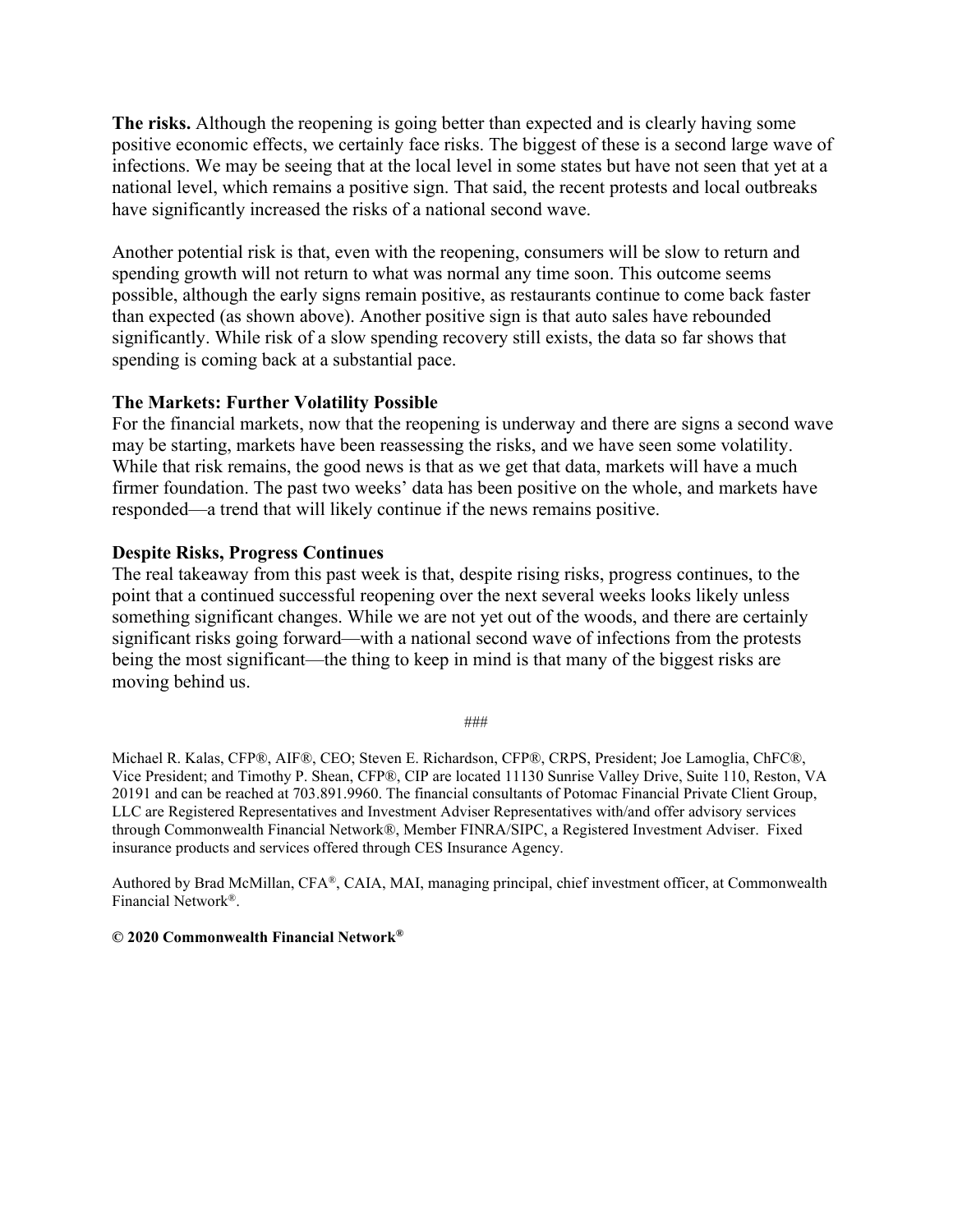**The risks.** Although the reopening is going better than expected and is clearly having some positive economic effects, we certainly face risks. The biggest of these is a second large wave of infections. We may be seeing that at the local level in some states but have not seen that yet at a national level, which remains a positive sign. That said, the recent protests and local outbreaks have significantly increased the risks of a national second wave.

Another potential risk is that, even with the reopening, consumers will be slow to return and spending growth will not return to what was normal any time soon. This outcome seems possible, although the early signs remain positive, as restaurants continue to come back faster than expected (as shown above). Another positive sign is that auto sales have rebounded significantly. While risk of a slow spending recovery still exists, the data so far shows that spending is coming back at a substantial pace.

**The Markets: Further Volatility Possible**

For the financial markets, now that the reopening is underway and there are signs a second wave may be starting, markets have been reassessing the risks, and we have seen some volatility. While that risk remains, the good news is that as we get that data, markets will have a much firmer foundation. The past two weeks' data has been positive on the whole, and markets have responded—a trend that will likely continue if the news remains positive.

**Despite Risks, Progress Continues**

The real takeaway from this past week is that, despite rising risks, progress continues, to the point that a continued successful reopening over the next several weeks looks likely unless something significant changes. While we are not yet out of the woods, and there are certainly significant risks going forward—with a national second wave of infections from the protests being the most significant—the thing to keep in mind is that many of the biggest risks are moving behind us.

###

Michael R. Kalas, CFP®, AIF®, CEO; Steven E. Richardson, CFP®, CRPS, President; Joe Lamoglia, ChFC®, Vice President; and Timothy P. Shean, CFP®, CIP are located 11130 Sunrise Valley Drive, Suite 110, Reston, VA 20191 and can be reached at 703.891.9960. The financial consultants of Potomac Financial Private Client Group, LLC are Registered Representatives and Investment Adviser Representatives with/and offer advisory services through Commonwealth Financial Network®, Member FINRA/SIPC, a Registered Investment Adviser. Fixed insurance products and services offered through CES Insurance Agency.

Authored by Brad McMillan, CFA®, CAIA, MAI, managing principal, chief investment officer, at Commonwealth Financial Network®.

**© 2020 Commonwealth Financial Network®**